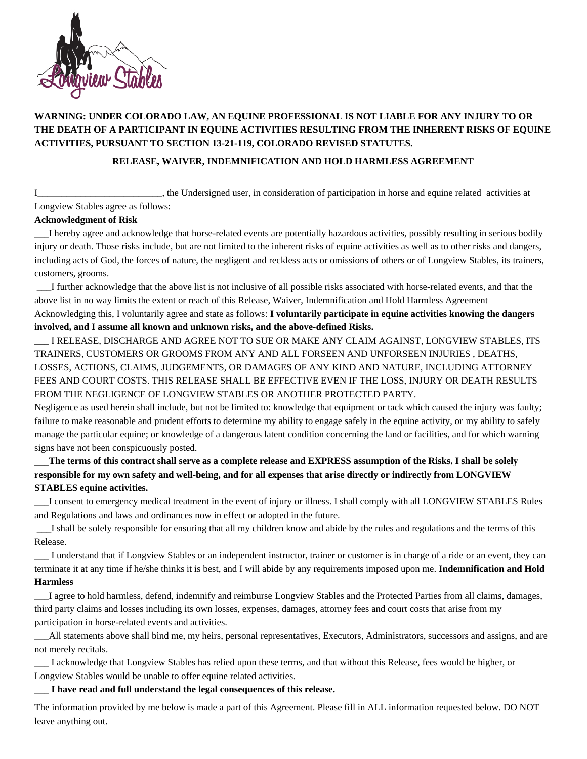**WARNING: UNDER COLORADO LAW, AN EQUINE PROFESSIONAL IS NOT LIABLE FOR ANY INJURY TO OR THE DEATH OF A PARTICIPANT IN EQUINE ACTIVITIES RESULTING FROM THE INHERENT RISKS OF EQUINE ACTIVITIES, PURSUANT TO SECTION 13-21-119, COLORADO REVISED STATUTES.**

**RELEASE, WAIVER, INDEMNIFICATION AND HOLD HARMLESS AGREEMENT**

I__________________________, the Undersigned user, in consideration of participation in horse and equine related activities at Longview Stables agree as follows:

**Acknowledgment of Risk**

___I hereby agree and acknowledge that horse-related events are potentially hazardous activities, possibly resulting in serious bodily injury or death. Those risks include, but are not limited to the inherent risks of equine activities as well as to other risks and dangers, including acts of God, the forces of nature, the negligent and reckless acts or omissions of others or of Longview Stables, its trainers, customers, grooms.

___I further acknowledge that the above list is not inclusive of all possible risks associated with horse-related events, and that the above list in no way limits the extent or reach of this Release, Waiver, Indemnification and Hold Harmless Agreement

Acknowledging this, I voluntarily agree and state as follows: **I voluntarily participate in equine activities knowing the dangers involved, and I assume all known and unknown risks, and the above-defined Risks.**

**___** I RELEASE, DISCHARGE AND AGREE NOT TO SUE OR MAKE ANY CLAIM AGAINST, LONGVIEW STABLES, ITS TRAINERS, CUSTOMERS OR GROOMS FROM ANY AND ALL FORSEEN AND UNFORSEEN INJURIES , DEATHS, LOSSES, ACTIONS, CLAIMS, JUDGEMENTS, OR DAMAGES OF ANY KIND AND NATURE, INCLUDING ATTORNEY FEES AND COURT COSTS. THIS RELEASE SHALL BE EFFECTIVE EVEN IF THE LOSS, INJURY OR DEATH RESULTS FROM THE NEGLIGENCE OF LONGVIEW STABLES OR ANOTHER PROTECTED PARTY.

Negligence as used herein shall include, but not be limited to: knowledge that equipment or tack which caused the injury was faulty; failure to make reasonable and prudent efforts to determine my ability to engage safely in the equine activity, or my ability to safely manage the particular equine; or knowledge of a dangerous latent condition concerning the land or facilities, and for which warning signs have not been conspicuously posted.

**___The terms of this contract shall serve as a complete release and EXPRESS assumption of the Risks. I shall be solely responsible for my own safety and well-being, and for all expenses that arise directly or indirectly from LONGVIEW STABLES equine activities.**

___I consent to emergency medical treatment in the event of injury or illness. I shall comply with all LONGVIEW STABLES Rules and Regulations and laws and ordinances now in effect or adopted in the future.

___I shall be solely responsible for ensuring that all my children know and abide by the rules and regulations and the terms of this Release.

___ I understand that if Longview Stables or an independent instructor, trainer or customer is in charge of a ride or an event, they can terminate it at any time if he/she thinks it is best, and I will abide by any requirements imposed upon me. **Indemnification and Hold Harmless**

___I agree to hold harmless, defend, indemnify and reimburse Longview Stables and the Protected Parties from all claims, damages, third party claims and losses including its own losses, expenses, damages, attorney fees and court costs that arise from my participation in horse-related events and activities.

___All statements above shall bind me, my heirs, personal representatives, Executors, Administrators, successors and assigns, and are not merely recitals.

___ I acknowledge that Longview Stables has relied upon these terms, and that without this Release, fees would be higher, or Longview Stables would be unable to offer equine related activities.

___ **I have read and full understand the legal consequences of this release.**

The information provided by me below is made a part of this Agreement. Please fill in ALL information requested below. DO NOT leave anything out.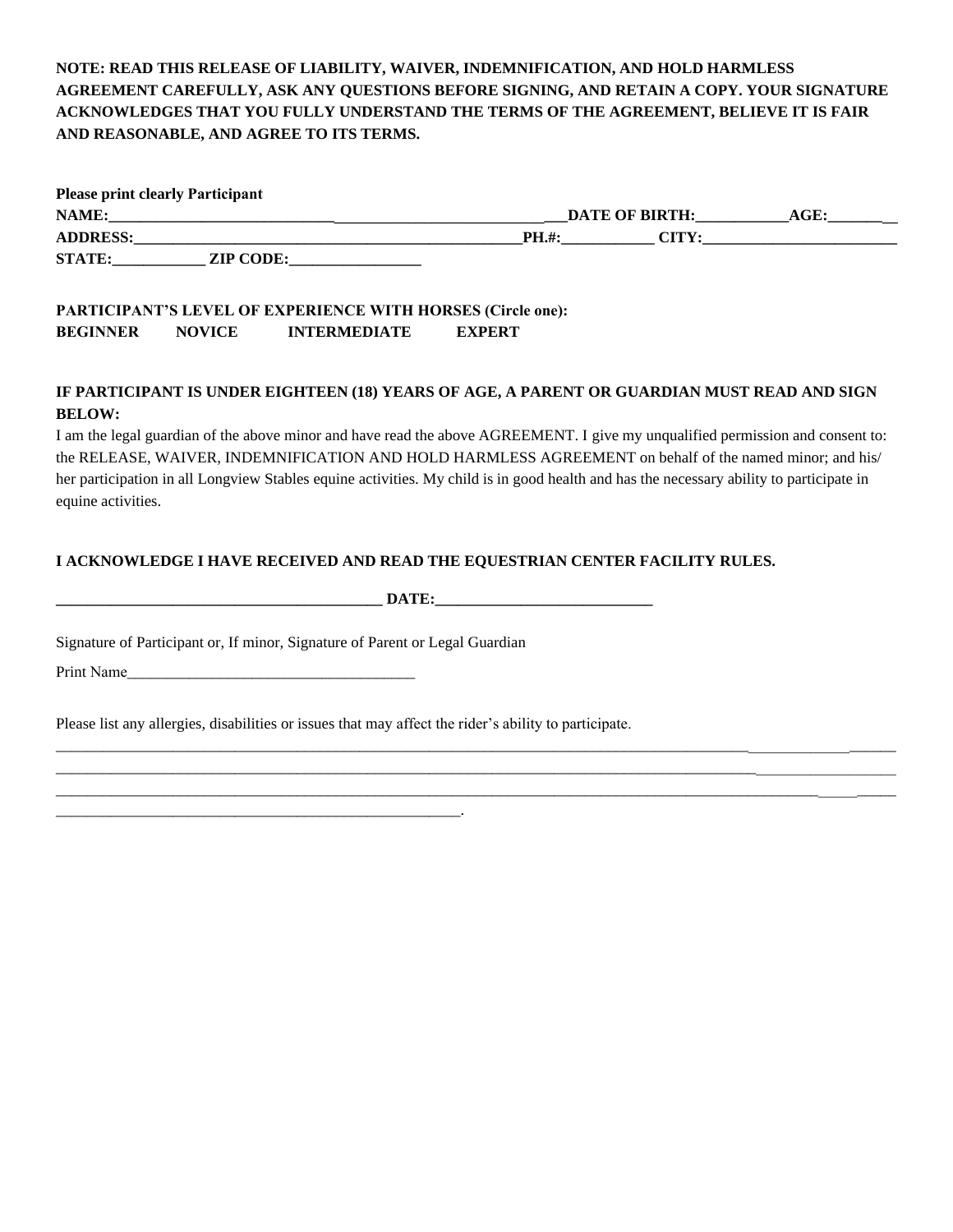**NOTE: READ THIS RELEASE OF LIABILITY, WAIVER, INDEMNIFICATION, AND HOLD HARMLESS AGREEMENT CAREFULLY, ASK ANY QUESTIONS BEFORE SIGNING, AND RETAIN A COPY. YOUR SIGNATURE ACKNOWLEDGES THAT YOU FULLY UNDERSTAND THE TERMS OF THE AGREEMENT, BELIEVE IT IS FAIR AND REASONABLE, AND AGREE TO ITS TERMS.**

**Please print clearly Participant**
**NAME:___________________________________________________________DATE OF BIRTH:____________AGE:_________**
**ADDRESS:_____________________________________________________PH.#:____________ CITY:__________________________**
**STATE:____________ ZIP CODE:_________________**

**PARTICIPANT'S LEVEL OF EXPERIENCE WITH HORSES (Circle one):**
**BEGINNER NOVICE INTERMEDIATE EXPERT**

**IF PARTICIPANT IS UNDER EIGHTEEN (18) YEARS OF AGE, A PARENT OR GUARDIAN MUST READ AND SIGN BELOW:**

I am the legal guardian of the above minor and have read the above AGREEMENT. I give my unqualified permission and consent to: the RELEASE, WAIVER, INDEMNIFICATION AND HOLD HARMLESS AGREEMENT on behalf of the named minor; and his/ her participation in all Longview Stables equine activities. My child is in good health and has the necessary ability to participate in equine activities.

**I ACKNOWLEDGE I HAVE RECEIVED AND READ THE EQUESTRIAN CENTER FACILITY RULES.**

**__________________________________________ DATE:____________________________**

Signature of Participant or, If minor, Signature of Parent or Legal Guardian

Print Name______________________________________

Please list any allergies, disabilities or issues that may affect the rider's ability to participate.

____________________________________________________________________________________________________________
____________________________________________________________________________________________________________
____________________________________________________________________________________________________________
_____________________________________________________.